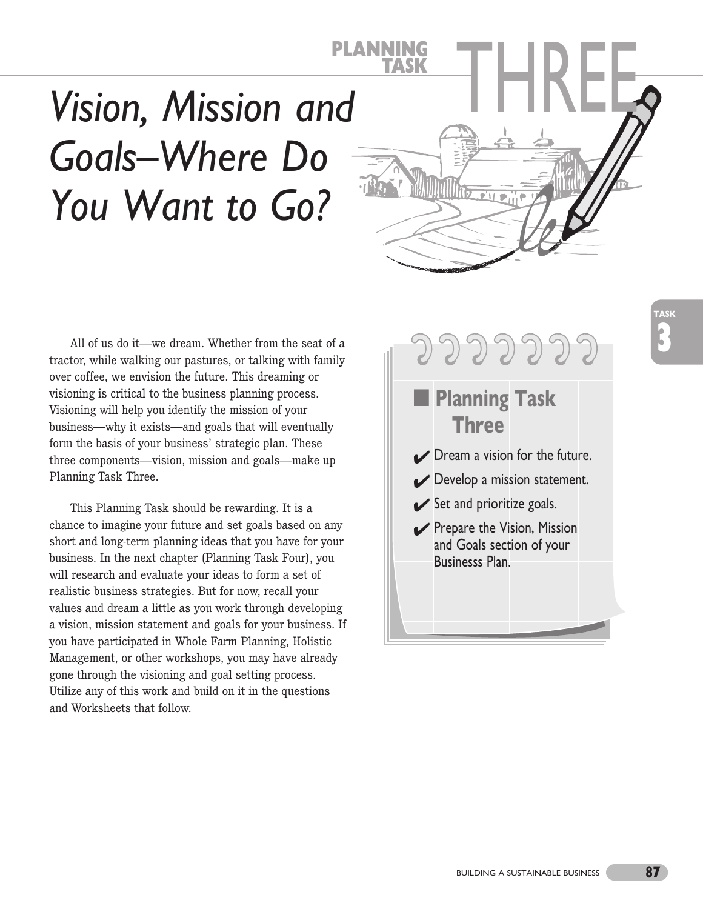# Planning Task Three

# *Vision, Mission and Goals–Where Do You Want to Go?*

All of us do it—we dream. Whether from the seat of a tractor, while walking our pastures, or talking with family over coffee, we envision the future. This dreaming or visioning is critical to the business planning process. Visioning will help you identify the mission of your business—why it exists—and goals that will eventually form the basis of your business' strategic plan. These three components—vision, mission and goals—make up Planning Task Three.

This Planning Task should be rewarding. It is a chance to imagine your future and set goals based on any short and long-term planning ideas that you have for your business. In the next chapter (Planning Task Four), you will research and evaluate your ideas to form a set of realistic business strategies. But for now, recall your values and dream a little as you work through developing a vision, mission statement and goals for your business. If you have participated in Whole Farm Planning, Holistic Management, or other workshops, you may have already gone through the visioning and goal setting process. Utilize any of this work and build on it in the questions and Worksheets that follow.

## Planning Task Three

- ✔ Dream a vision for the future.
- ✔ Develop a mission statement.
- ✔ Set and prioritize goals.
- ✔ Prepare the Vision, Mission and Goals section of your Businesss Plan.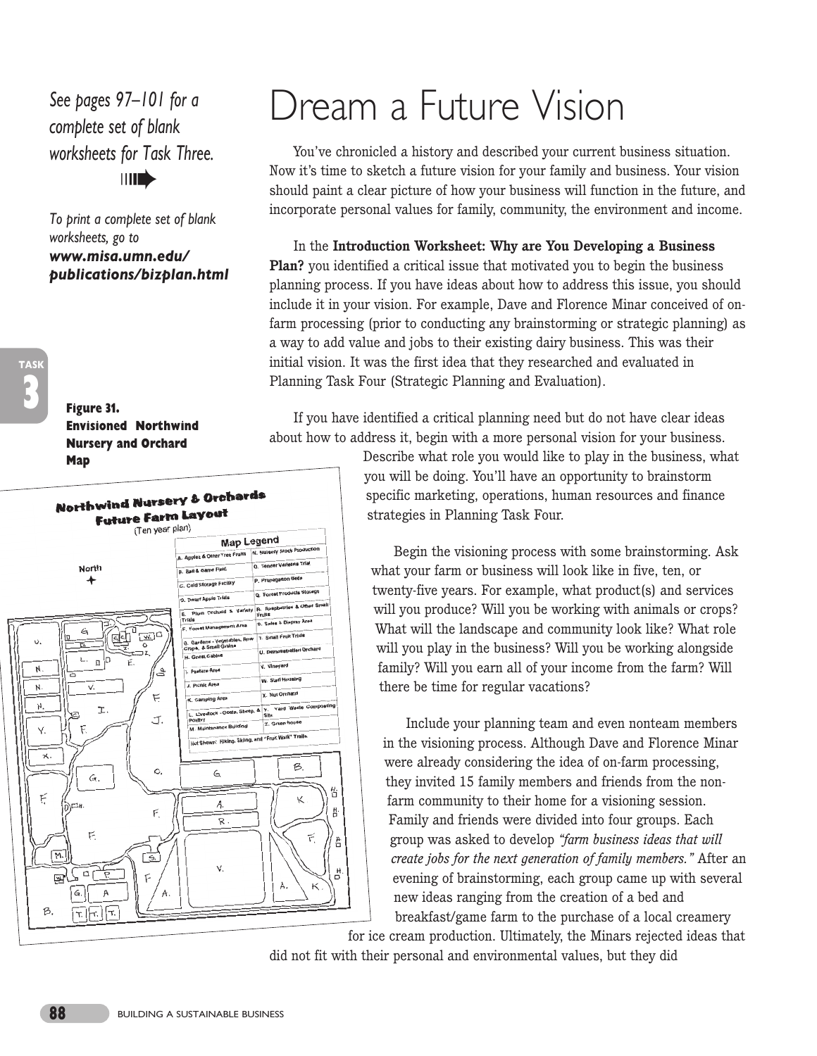*See pages 97–101 for a complete set of blank worksheets for Task Three.*

*To print a complete set of blank worksheets, go to* ***www.misa.umn.edu/publications/bizplan.html***

# Dream a Future Vision

You've chronicled a history and described your current business situation. Now it's time to sketch a future vision for your family and business. Your vision should paint a clear picture of how your business will function in the future, and incorporate personal values for family, community, the environment and income.

In the **Introduction Worksheet: Why are You Developing a Business Plan?** you identified a critical issue that motivated you to begin the business planning process. If you have ideas about how to address this issue, you should include it in your vision. For example, Dave and Florence Minar conceived of on-farm processing (prior to conducting any brainstorming or strategic planning) as a way to add value and jobs to their existing dairy business. This was their initial vision. It was the first idea that they researched and evaluated in Planning Task Four (Strategic Planning and Evaluation).

If you have identified a critical planning need but do not have clear ideas about how to address it, begin with a more personal vision for your business. Describe what role you would like to play in the business, what you will be doing. You'll have an opportunity to brainstorm specific marketing, operations, human resources and finance strategies in Planning Task Four.

Begin the visioning process with some brainstorming. Ask what your farm or business will look like in five, ten, or twenty-five years. For example, what product(s) and services will you produce? Will you be working with animals or crops? What will the landscape and community look like? What role will you play in the business? Will you be working alongside family? Will you earn all of your income from the farm? Will there be time for regular vacations?

Include your planning team and even nonteam members in the visioning process. Although Dave and Florence Minar were already considering the idea of on-farm processing, they invited 15 family members and friends from the non-farm community to their home for a visioning session. Family and friends were divided into four groups. Each group was asked to develop *"farm business ideas that will create jobs for the next generation of family members."* After an evening of brainstorming, each group came up with several new ideas ranging from the creation of a bed and breakfast/game farm to the purchase of a local creamery for ice cream production. Ultimately, the Minars rejected ideas that did not fit with their personal and environmental values, but they did

**Figure 31. Envisioned Northwind Nursery and Orchard Map**

Northwind Nursery & Orchards
Future Farm Layout
(Ten year plan)

North

Map Legend
A. Apples & Other Tree Fruits
B. Ball & Game Field
C. Cold Storage Facility
D. Dwarf Apple Trials
E. Plum Orchard & Variety Trials
F. Forest Management Area
G. Gardens - Vegetables, Row Crops, & Small Grains
H. Guest Cabins
I. Pasture Area
J. Picnic Area
K. Camping Area
L. Livestock - Goats, Sheep, & Poultry
M. Maintenance Building
N. Nursery Stock Production
O. Tender Varieties Trial
P. Propagation Beds
Q. Forest Products Storage
R. Raspberries & Other Small Fruits
S. Sales & Display Area
T. Small Fruit Trials
U. Demonstration Orchard
V. Vineyard
W. Staff Housing
X. Nut Orchard
Y. Yard Waste Composting Site
Z. Green house
Not Shown: Hiking, Skiing, and "Fruit Walk" Trails.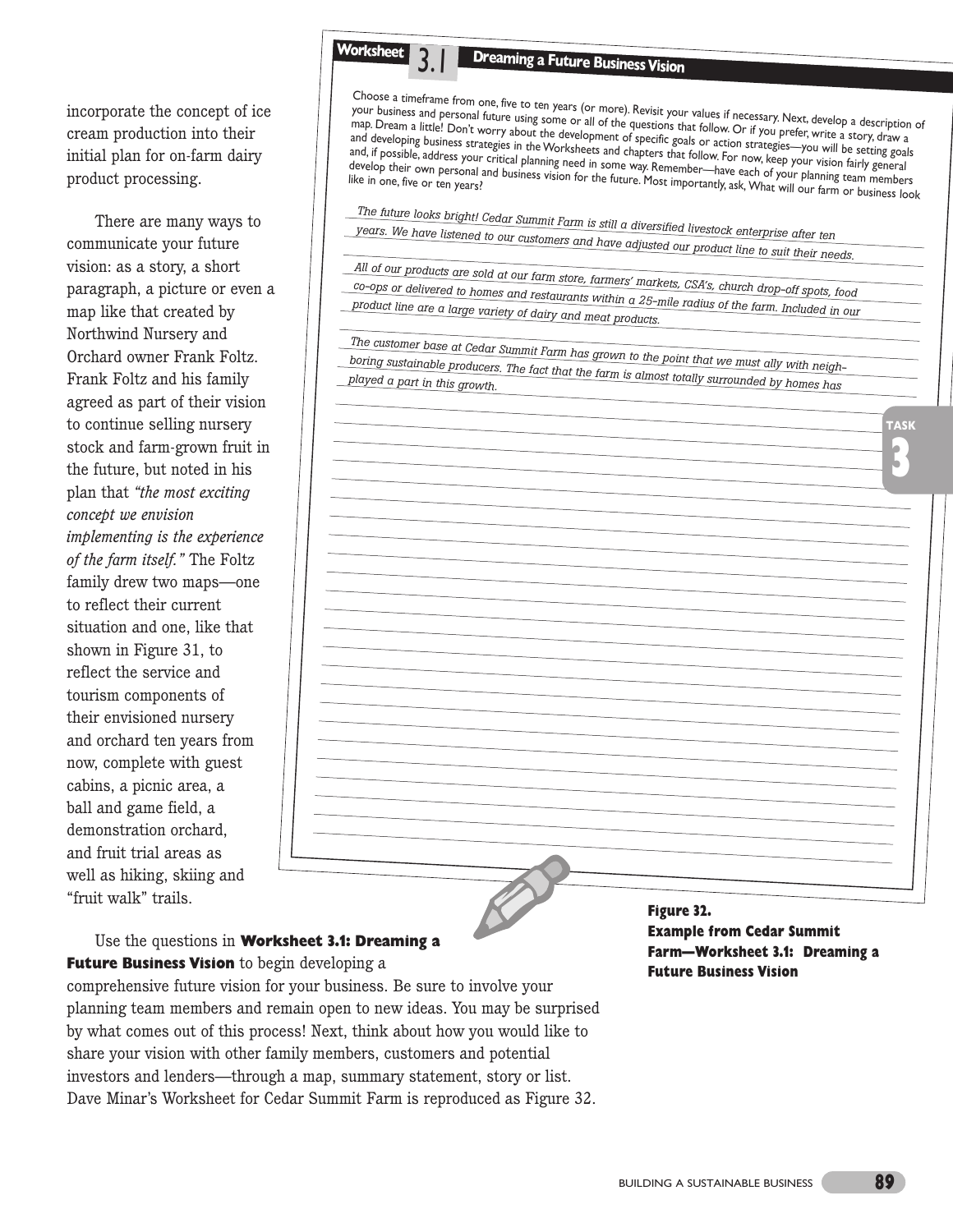incorporate the concept of ice cream production into their initial plan for on-farm dairy product processing.

There are many ways to communicate your future vision: as a story, a short paragraph, a picture or even a map like that created by Northwind Nursery and Orchard owner Frank Foltz. Frank Foltz and his family agreed as part of their vision to continue selling nursery stock and farm-grown fruit in the future, but noted in his plan that *"the most exciting concept we envision implementing is the experience of the farm itself."* The Foltz family drew two maps—one to reflect their current situation and one, like that shown in Figure 31, to reflect the service and tourism components of their envisioned nursery and orchard ten years from now, complete with guest cabins, a picnic area, a ball and game field, a demonstration orchard, and fruit trial areas as well as hiking, skiing and "fruit walk" trails.

Use the questions in **Worksheet 3.1: Dreaming a Future Business Vision** to begin developing a comprehensive future vision for your business. Be sure to involve your planning team members and remain open to new ideas. You may be surprised by what comes out of this process! Next, think about how you would like to share your vision with other family members, customers and potential investors and lenders—through a map, summary statement, story or list. Dave Minar's Worksheet for Cedar Summit Farm is reproduced as Figure 32.

## Worksheet 3.1 Dreaming a Future Business Vision

Choose a timeframe from one, five to ten years (or more). Revisit your values if necessary. Next, develop a description of your business and personal future using some or all of the questions that follow. Or if you prefer, write a story, draw a map. Dream a little! Don't worry about the development of specific goals or action strategies—you will be setting goals and developing business strategies in the Worksheets and chapters that follow. For now, keep your vision fairly general and, if possible, address your critical planning need in some way. Remember—have each of your planning team members develop their own personal and business vision for the future. Most importantly, ask, What will our farm or business look like in one, five or ten years?

*The future looks bright! Cedar Summit Farm is still a diversified livestock enterprise after ten years. We have listened to our customers and have adjusted our product line to suit their needs.*

*All of our products are sold at our farm store, farmers' markets, CSA's, church drop-off spots, food co-ops or delivered to homes and restaurants within a 25-mile radius of the farm. Included in our product line are a large variety of dairy and meat products.*

*The customer base at Cedar Summit Farm has grown to the point that we must ally with neighboring sustainable producers. The fact that the farm is almost totally surrounded by homes has played a part in this growth.*

**Figure 32. Example from Cedar Summit Farm—Worksheet 3.1: Dreaming a Future Business Vision**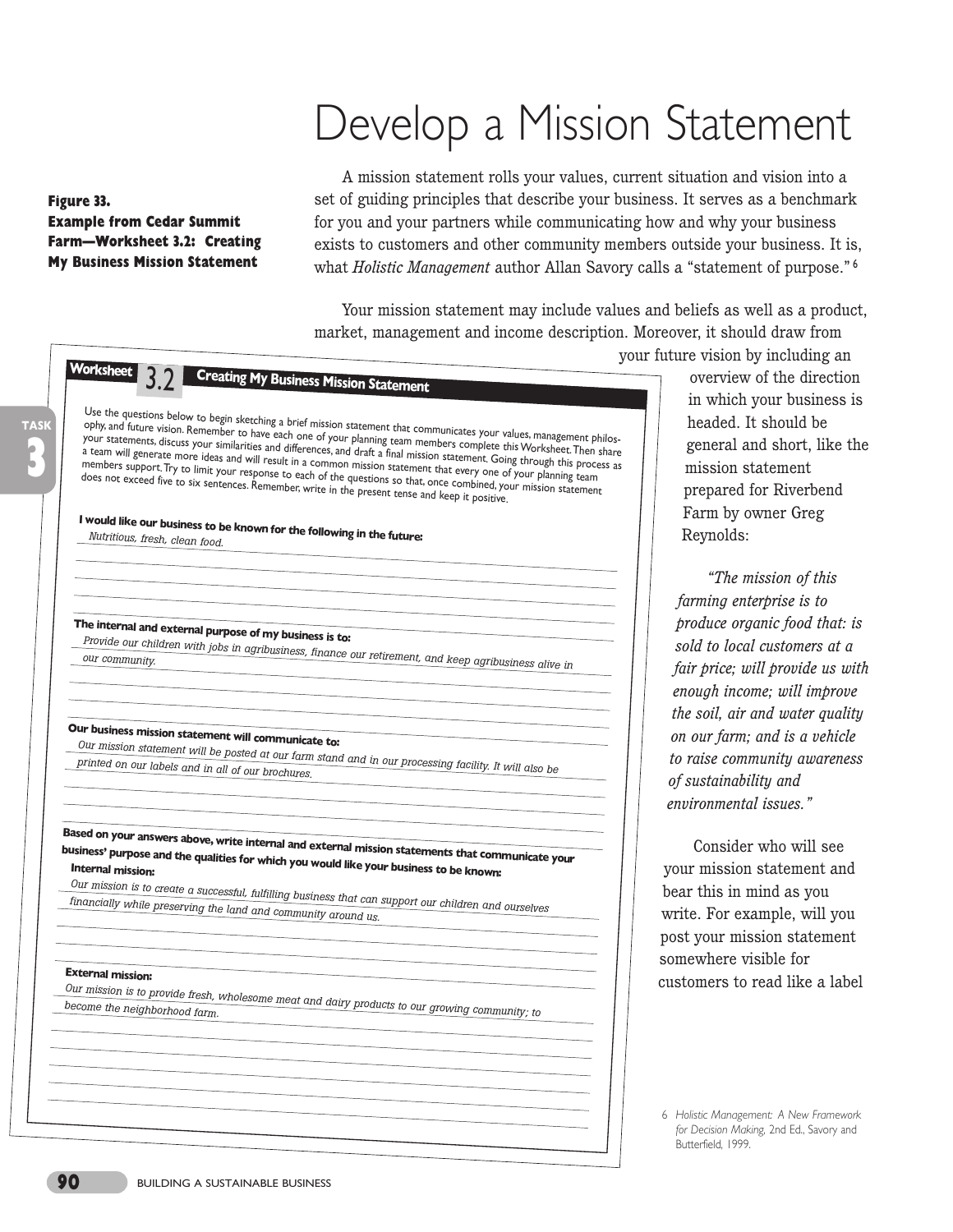# Develop a Mission Statement

A mission statement rolls your values, current situation and vision into a set of guiding principles that describe your business. It serves as a benchmark for you and your partners while communicating how and why your business exists to customers and other community members outside your business. It is, what *Holistic Management* author Allan Savory calls a "statement of purpose."[6]

Your mission statement may include values and beliefs as well as a product, market, management and income description. Moreover, it should draw from your future vision by including an overview of the direction in which your business is headed. It should be general and short, like the mission statement prepared for Riverbend Farm by owner Greg Reynolds:

> *"The mission of this farming enterprise is to produce organic food that: is sold to local customers at a fair price; will provide us with enough income; will improve the soil, air and water quality on our farm; and is a vehicle to raise community awareness of sustainability and environmental issues."*

Consider who will see your mission statement and bear this in mind as you write. For example, will you post your mission statement somewhere visible for customers to read like a label

**Figure 33. Example from Cedar Summit Farm—Worksheet 3.2: Creating My Business Mission Statement**

**Worksheet 3.2 Creating My Business Mission Statement**

Use the questions below to begin sketching a brief mission statement that communicates your values, management philosophy, and future vision. Remember to have each one of your planning team members complete this Worksheet. Then share your statements, discuss your similarities and differences, and draft a final mission statement. Going through this process as a team will generate more ideas and will result in a common mission statement that every one of your planning team members support. Try to limit your response to each of the questions so that, once combined, your mission statement does not exceed five to six sentences. Remember, write in the present tense and keep it positive.

**I would like our business to be known for the following in the future:**

*Nutritious, fresh, clean food.*

**The internal and external purpose of my business is to:**

*Provide our children with jobs in agribusiness, finance our retirement, and keep agribusiness alive in our community.*

**Our business mission statement will communicate to:**

*Our mission statement will be posted at our farm stand and in our processing facility. It will also be printed on our labels and in all of our brochures.*

**Based on your answers above, write internal and external mission statements that communicate your business' purpose and the qualities for which you would like your business to be known:**

**Internal mission:**

*Our mission is to create a successful, fulfilling business that can support our children and ourselves financially while preserving the land and community around us.*

**External mission:**

*Our mission is to provide fresh, wholesome meat and dairy products to our growing community; to become the neighborhood farm.*

6 *Holistic Management: A New Framework for Decision Making,* 2nd Ed., Savory and Butterfield, 1999.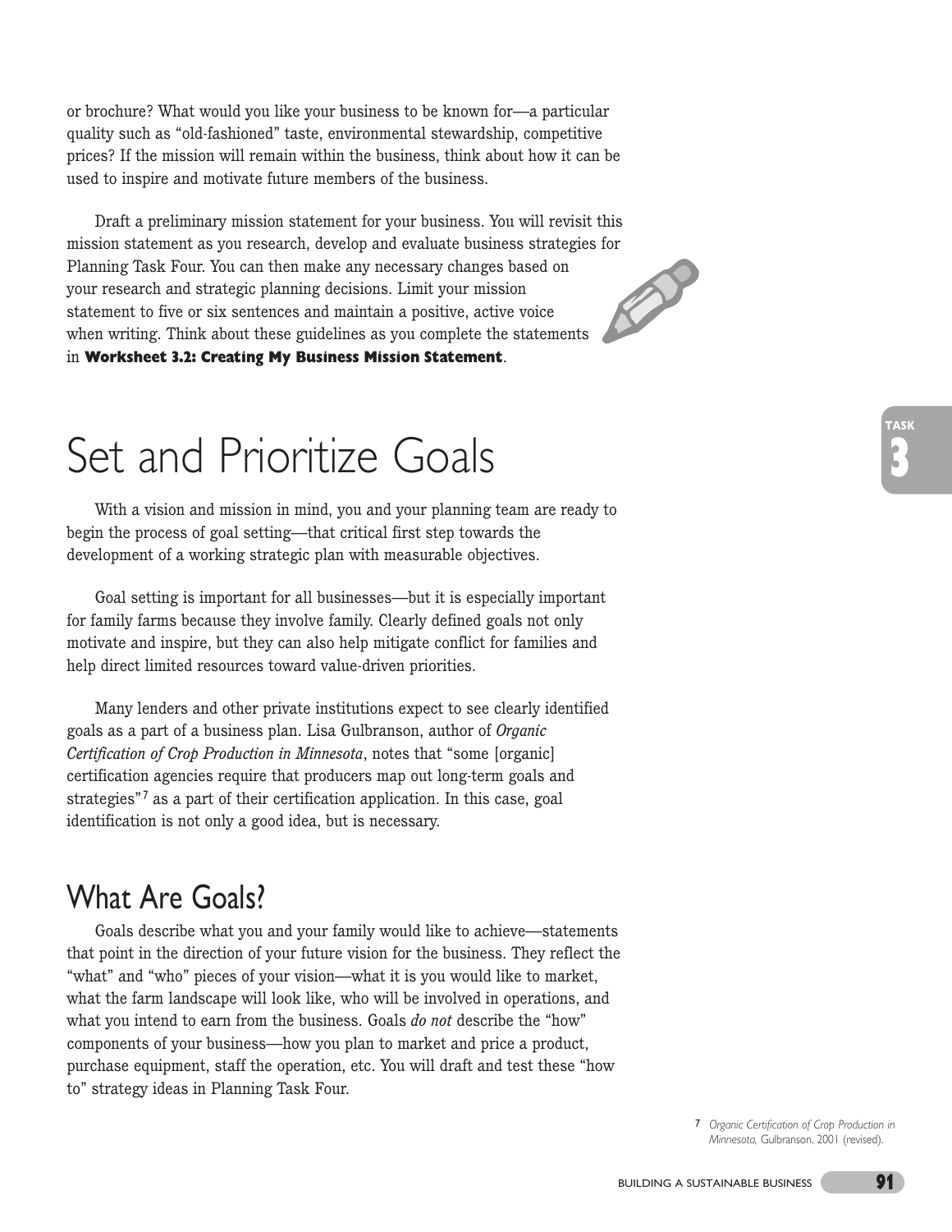or brochure? What would you like your business to be known for—a particular quality such as "old-fashioned" taste, environmental stewardship, competitive prices? If the mission will remain within the business, think about how it can be used to inspire and motivate future members of the business.

Draft a preliminary mission statement for your business. You will revisit this mission statement as you research, develop and evaluate business strategies for Planning Task Four. You can then make any necessary changes based on your research and strategic planning decisions. Limit your mission statement to five or six sentences and maintain a positive, active voice when writing. Think about these guidelines as you complete the statements in **Worksheet 3.2: Creating My Business Mission Statement**.

# Set and Prioritize Goals

With a vision and mission in mind, you and your planning team are ready to begin the process of goal setting—that critical first step towards the development of a working strategic plan with measurable objectives.

Goal setting is important for all businesses—but it is especially important for family farms because they involve family. Clearly defined goals not only motivate and inspire, but they can also help mitigate conflict for families and help direct limited resources toward value-driven priorities.

Many lenders and other private institutions expect to see clearly identified goals as a part of a business plan. Lisa Gulbranson, author of *Organic Certification of Crop Production in Minnesota*, notes that "some [organic] certification agencies require that producers map out long-term goals and strategies"[7] as a part of their certification application. In this case, goal identification is not only a good idea, but is necessary.

## What Are Goals?

Goals describe what you and your family would like to achieve—statements that point in the direction of your future vision for the business. They reflect the "what" and "who" pieces of your vision—what it is you would like to market, what the farm landscape will look like, who will be involved in operations, and what you intend to earn from the business. Goals *do not* describe the "how" components of your business—how you plan to market and price a product, purchase equipment, staff the operation, etc. You will draft and test these "how to" strategy ideas in Planning Task Four.

[7] *Organic Certification of Crop Production in Minnesota,* Gulbranson, 2001 (revised).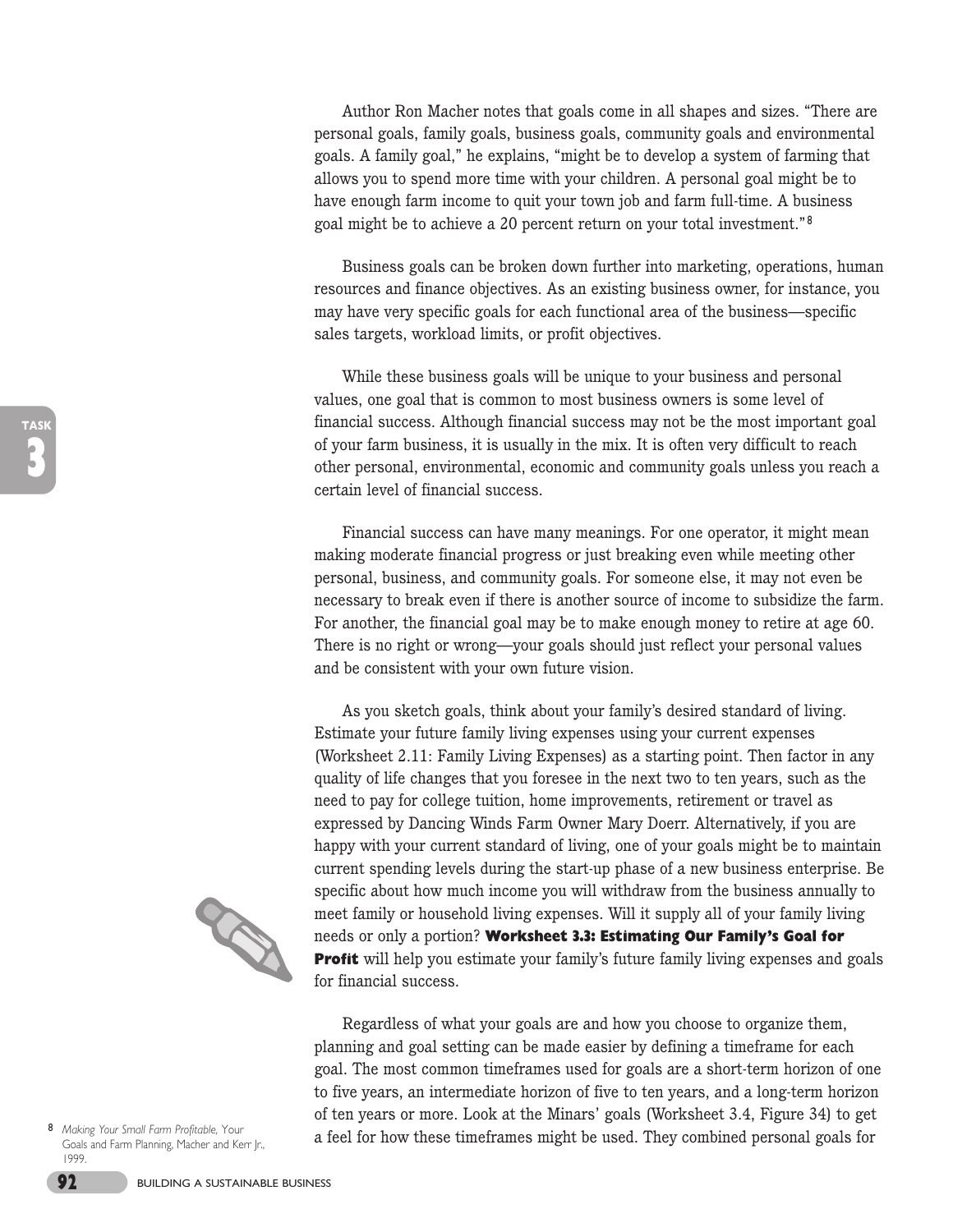Author Ron Macher notes that goals come in all shapes and sizes. "There are personal goals, family goals, business goals, community goals and environmental goals. A family goal," he explains, "might be to develop a system of farming that allows you to spend more time with your children. A personal goal might be to have enough farm income to quit your town job and farm full-time. A business goal might be to achieve a 20 percent return on your total investment."[8]

Business goals can be broken down further into marketing, operations, human resources and finance objectives. As an existing business owner, for instance, you may have very specific goals for each functional area of the business—specific sales targets, workload limits, or profit objectives.

While these business goals will be unique to your business and personal values, one goal that is common to most business owners is some level of financial success. Although financial success may not be the most important goal of your farm business, it is usually in the mix. It is often very difficult to reach other personal, environmental, economic and community goals unless you reach a certain level of financial success.

Financial success can have many meanings. For one operator, it might mean making moderate financial progress or just breaking even while meeting other personal, business, and community goals. For someone else, it may not even be necessary to break even if there is another source of income to subsidize the farm. For another, the financial goal may be to make enough money to retire at age 60. There is no right or wrong—your goals should just reflect your personal values and be consistent with your own future vision.

As you sketch goals, think about your family's desired standard of living. Estimate your future family living expenses using your current expenses (Worksheet 2.11: Family Living Expenses) as a starting point. Then factor in any quality of life changes that you foresee in the next two to ten years, such as the need to pay for college tuition, home improvements, retirement or travel as expressed by Dancing Winds Farm Owner Mary Doerr. Alternatively, if you are happy with your current standard of living, one of your goals might be to maintain current spending levels during the start-up phase of a new business enterprise. Be specific about how much income you will withdraw from the business annually to meet family or household living expenses. Will it supply all of your family living needs or only a portion? **Worksheet 3.3: Estimating Our Family's Goal for Profit** will help you estimate your family's future family living expenses and goals for financial success.

Regardless of what your goals are and how you choose to organize them, planning and goal setting can be made easier by defining a timeframe for each goal. The most common timeframes used for goals are a short-term horizon of one to five years, an intermediate horizon of five to ten years, and a long-term horizon of ten years or more. Look at the Minars' goals (Worksheet 3.4, Figure 34) to get a feel for how these timeframes might be used. They combined personal goals for

[8] *Making Your Small Farm Profitable*, Your Goals and Farm Planning, Macher and Kerr Jr., 1999.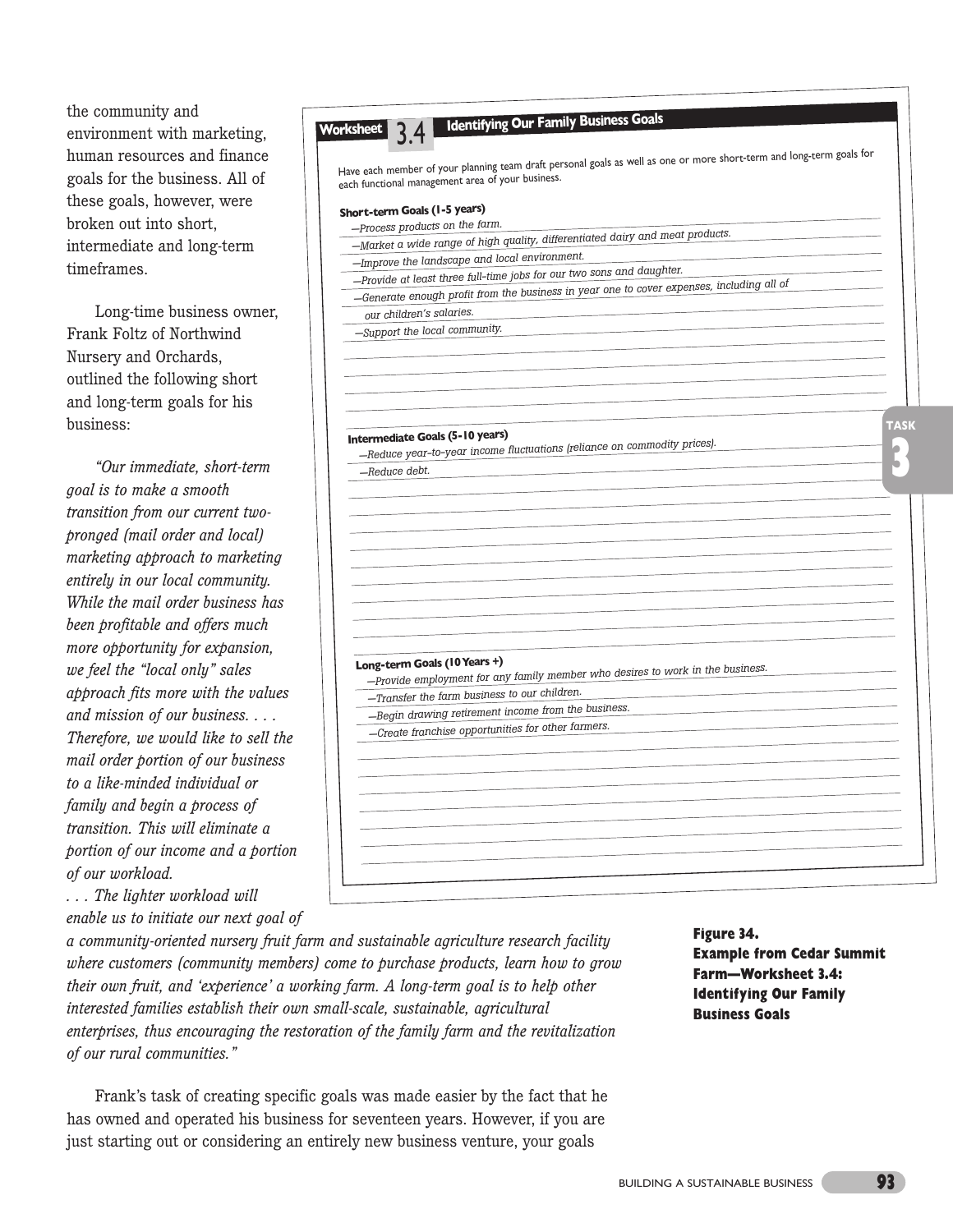the community and environment with marketing, human resources and finance goals for the business. All of these goals, however, were broken out into short, intermediate and long-term timeframes.

Long-time business owner, Frank Foltz of Northwind Nursery and Orchards, outlined the following short and long-term goals for his business:

*"Our immediate, short-term goal is to make a smooth transition from our current two-pronged (mail order and local) marketing approach to marketing entirely in our local community. While the mail order business has been profitable and offers much more opportunity for expansion, we feel the "local only" sales approach fits more with the values and mission of our business. . . . Therefore, we would like to sell the mail order portion of our business to a like-minded individual or family and begin a process of transition. This will eliminate a portion of our income and a portion of our workload. . . . The lighter workload will enable us to initiate our next goal of a community-oriented nursery fruit farm and sustainable agriculture research facility where customers (community members) come to purchase products, learn how to grow their own fruit, and 'experience' a working farm. A long-term goal is to help other interested families establish their own small-scale, sustainable, agricultural enterprises, thus encouraging the restoration of the family farm and the revitalization of our rural communities."*

Frank's task of creating specific goals was made easier by the fact that he has owned and operated his business for seventeen years. However, if you are just starting out or considering an entirely new business venture, your goals

---

**Worksheet 3.4 Identifying Our Family Business Goals**

Have each member of your planning team draft personal goals as well as one or more short-term and long-term goals for each functional management area of your business.

**Short-term Goals (1-5 years)**

*—Process products on the farm.*
*—Market a wide range of high quality, differentiated dairy and meat products.*
*—Improve the landscape and local environment.*
*—Provide at least three full-time jobs for our two sons and daughter.*
*—Generate enough profit from the business in year one to cover expenses, including all of our children's salaries.*
*—Support the local community.*

**Intermediate Goals (5-10 years)**

*—Reduce year-to-year income fluctuations (reliance on commodity prices).*
*—Reduce debt.*

**Long-term Goals (10 Years +)**

*—Provide employment for any family member who desires to work in the business.*
*—Transfer the farm business to our children.*
*—Begin drawing retirement income from the business.*
*—Create franchise opportunities for other farmers.*

**Figure 34. Example from Cedar Summit Farm—Worksheet 3.4: Identifying Our Family Business Goals**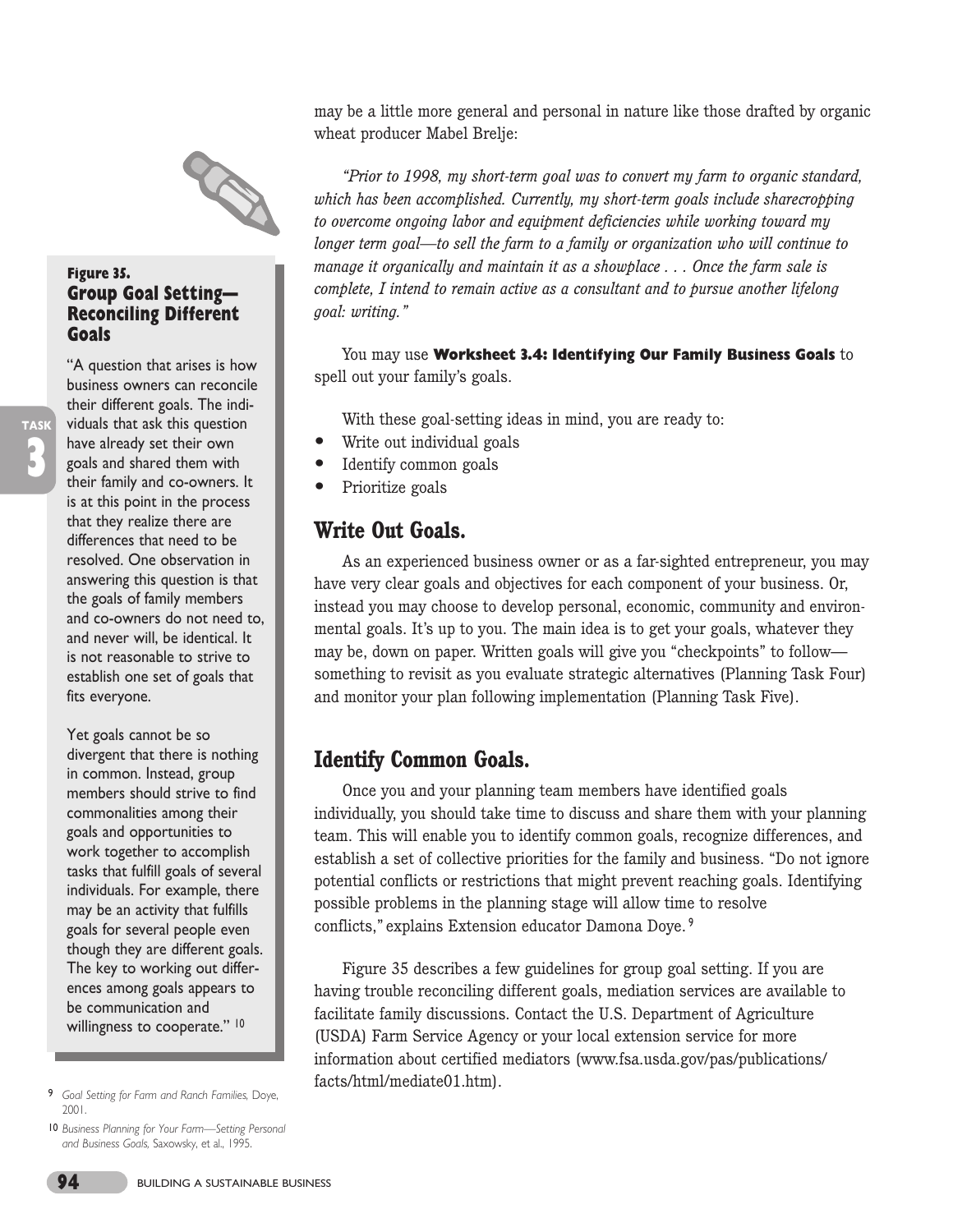may be a little more general and personal in nature like those drafted by organic wheat producer Mabel Brelje:

*"Prior to 1998, my short-term goal was to convert my farm to organic standard, which has been accomplished. Currently, my short-term goals include sharecropping to overcome ongoing labor and equipment deficiencies while working toward my longer term goal—to sell the farm to a family or organization who will continue to manage it organically and maintain it as a showplace . . . Once the farm sale is complete, I intend to remain active as a consultant and to pursue another lifelong goal: writing."*

You may use **Worksheet 3.4: Identifying Our Family Business Goals** to spell out your family's goals.

With these goal-setting ideas in mind, you are ready to:

- Write out individual goals
- Identify common goals
- Prioritize goals

## Write Out Goals.

As an experienced business owner or as a far-sighted entrepreneur, you may have very clear goals and objectives for each component of your business. Or, instead you may choose to develop personal, economic, community and environmental goals. It's up to you. The main idea is to get your goals, whatever they may be, down on paper. Written goals will give you "checkpoints" to follow—something to revisit as you evaluate strategic alternatives (Planning Task Four) and monitor your plan following implementation (Planning Task Five).

## Identify Common Goals.

Once you and your planning team members have identified goals individually, you should take time to discuss and share them with your planning team. This will enable you to identify common goals, recognize differences, and establish a set of collective priorities for the family and business. "Do not ignore potential conflicts or restrictions that might prevent reaching goals. Identifying possible problems in the planning stage will allow time to resolve conflicts," explains Extension educator Damona Doye.[9]

Figure 35 describes a few guidelines for group goal setting. If you are having trouble reconciling different goals, mediation services are available to facilitate family discussions. Contact the U.S. Department of Agriculture (USDA) Farm Service Agency or your local extension service for more information about certified mediators (www.fsa.usda.gov/pas/publications/facts/html/mediate01.htm).

### Figure 35. Group Goal Setting—Reconciling Different Goals

"A question that arises is how business owners can reconcile their different goals. The individuals that ask this question have already set their own goals and shared them with their family and co-owners. It is at this point in the process that they realize there are differences that need to be resolved. One observation in answering this question is that the goals of family members and co-owners do not need to, and never will, be identical. It is not reasonable to strive to establish one set of goals that fits everyone.

Yet goals cannot be so divergent that there is nothing in common. Instead, group members should strive to find commonalities among their goals and opportunities to work together to accomplish tasks that fulfill goals of several individuals. For example, there may be an activity that fulfills goals for several people even though they are different goals. The key to working out differences among goals appears to be communication and willingness to cooperate."[10]

[9] *Goal Setting for Farm and Ranch Families*, Doye, 2001.

[10] *Business Planning for Your Farm—Setting Personal and Business Goals*, Saxowsky, et al., 1995.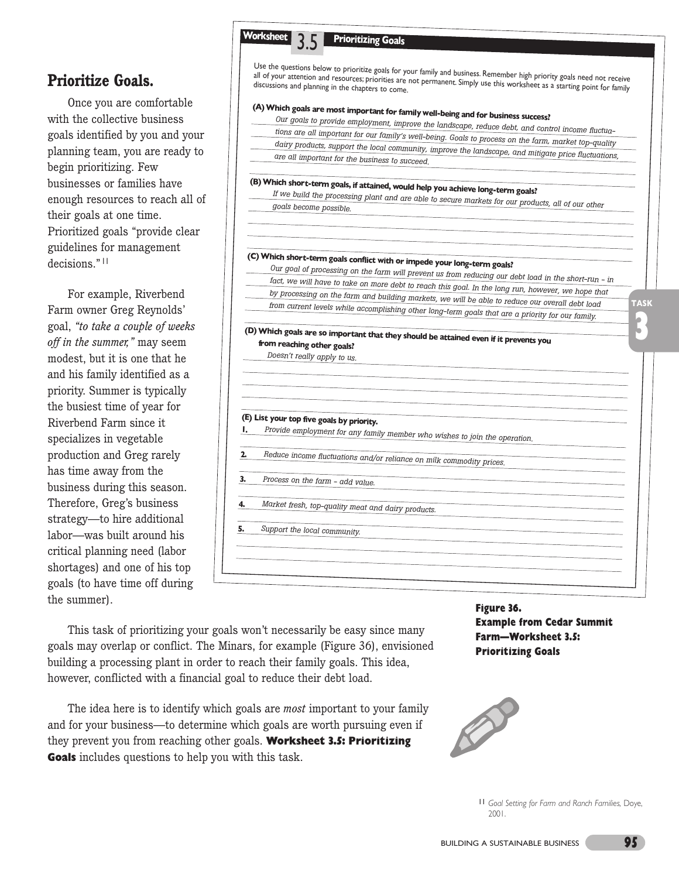## Prioritize Goals.

Once you are comfortable with the collective business goals identified by you and your planning team, you are ready to begin prioritizing. Few businesses or families have enough resources to reach all of their goals at one time. Prioritized goals "provide clear guidelines for management decisions."[11]

For example, Riverbend Farm owner Greg Reynolds' goal, *"to take a couple of weeks off in the summer,"* may seem modest, but it is one that he and his family identified as a priority. Summer is typically the busiest time of year for Riverbend Farm since it specializes in vegetable production and Greg rarely has time away from the business during this season. Therefore, Greg's business strategy—to hire additional labor—was built around his critical planning need (labor shortages) and one of his top goals (to have time off during the summer).

**Worksheet 3.5 Prioritizing Goals**

Use the questions below to prioritize goals for your family and business. Remember high priority goals need not receive all of your attention and resources; priorities are not permanent. Simply use this worksheet as a starting point for family discussions and planning in the chapters to come.

**(A) Which goals are most important for family well-being and for business success?**

*Our goals to provide employment, improve the landscape, reduce debt, and control income fluctuations are all important for our family's well-being. Goals to process on the farm, market top-quality dairy products, support the local community, improve the landscape, and mitigate price fluctuations, are all important for the business to succeed.*

**(B) Which short-term goals, if attained, would help you achieve long-term goals?**

*If we build the processing plant and are able to secure markets for our products, all of our other goals become possible.*

**(C) Which short-term goals conflict with or impede your long-term goals?**

*Our goal of processing on the farm will prevent us from reducing our debt load in the short-run – in fact, we will have to take on more debt to reach this goal. In the long run, however, we hope that by processing on the farm and building markets, we will be able to reduce our overall debt load from current levels while accomplishing other long-term goals that are a priority for our family.*

**(D) Which goals are so important that they should be attained even if it prevents you from reaching other goals?**

*Doesn't really apply to us.*

**(E) List your top five goals by priority.**

1. *Provide employment for any family member who wishes to join the operation.*
2. *Reduce income fluctuations and/or reliance on milk commodity prices.*
3. *Process on the farm – add value.*
4. *Market fresh, top-quality meat and dairy products.*
5. *Support the local community.*

**Figure 36. Example from Cedar Summit Farm—Worksheet 3.5: Prioritizing Goals**

This task of prioritizing your goals won't necessarily be easy since many goals may overlap or conflict. The Minars, for example (Figure 36), envisioned building a processing plant in order to reach their family goals. This idea, however, conflicted with a financial goal to reduce their debt load.

The idea here is to identify which goals are *most* important to your family and for your business—to determine which goals are worth pursuing even if they prevent you from reaching other goals. **Worksheet 3.5: Prioritizing Goals** includes questions to help you with this task.

[11] *Goal Setting for Farm and Ranch Families*, Doye, 2001.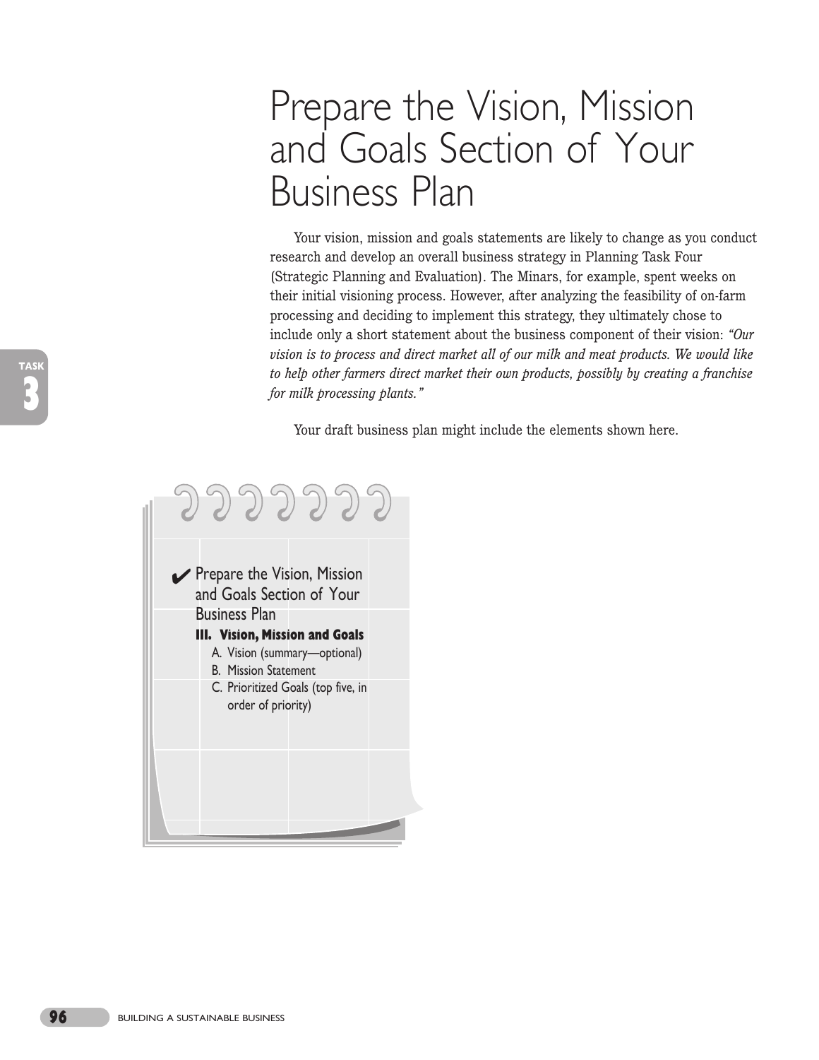# Prepare the Vision, Mission and Goals Section of Your Business Plan

Your vision, mission and goals statements are likely to change as you conduct research and develop an overall business strategy in Planning Task Four (Strategic Planning and Evaluation). The Minars, for example, spent weeks on their initial visioning process. However, after analyzing the feasibility of on-farm processing and deciding to implement this strategy, they ultimately chose to include only a short statement about the business component of their vision: *"Our vision is to process and direct market all of our milk and meat products. We would like to help other farmers direct market their own products, possibly by creating a franchise for milk processing plants."*

Your draft business plan might include the elements shown here.

✔ Prepare the Vision, Mission and Goals Section of Your Business Plan

**III. Vision, Mission and Goals**

A. Vision (summary—optional)
B. Mission Statement
C. Prioritized Goals (top five, in order of priority)